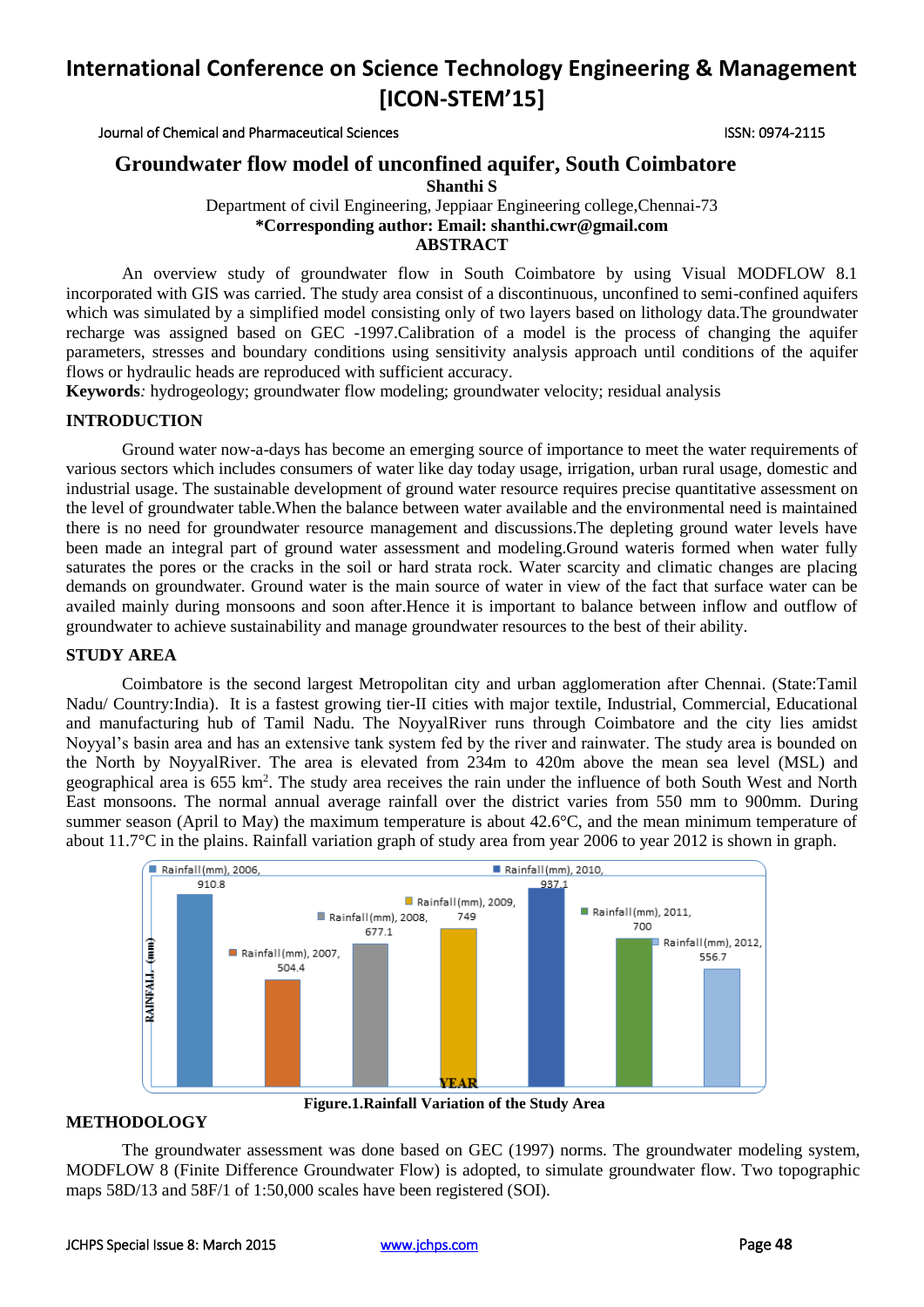# International Conference on Science Technology Engineering & Management [ICON-STEM'15]

Journal of Chemical and Pharmaceutical Sciences ISSN: 0974-2115

## Groundwater flow model of unconfined aquifer, South Coimbatore

**Shanthi S**

Department of civil Engineering, Jeppiaar Engineering college,Chennai-73

**\*Corresponding author: Email: shanthi.cwr@gmail.com**

**ABSTRACT**

An overview study of groundwater flow in South Coimbatore by using Visual MODFLOW 8.1 incorporated with GIS was carried. The study area consist of a discontinuous, unconfined to semi-confined aquifers which was simulated by a simplified model consisting only of two layers based on lithology data.The groundwater recharge was assigned based on GEC -1997.Calibration of a model is the process of changing the aquifer parameters, stresses and boundary conditions using sensitivity analysis approach until conditions of the aquifer flows or hydraulic heads are reproduced with sufficient accuracy.

**Keywords***:* hydrogeology; groundwater flow modeling; groundwater velocity; residual analysis

### INTRODUCTION

Ground water now-a-days has become an emerging source of importance to meet the water requirements of various sectors which includes consumers of water like day today usage, irrigation, urban rural usage, domestic and industrial usage. The sustainable development of ground water resource requires precise quantitative assessment on the level of groundwater table.When the balance between water available and the environmental need is maintained there is no need for groundwater resource management and discussions.The depleting ground water levels have been made an integral part of ground water assessment and modeling.Ground wateris formed when water fully saturates the pores or the cracks in the soil or hard strata rock. Water scarcity and climatic changes are placing demands on groundwater. Ground water is the main source of water in view of the fact that surface water can be availed mainly during monsoons and soon after.Hence it is important to balance between inflow and outflow of groundwater to achieve sustainability and manage groundwater resources to the best of their ability.

### STUDY AREA

Coimbatore is the second largest Metropolitan city and urban agglomeration after Chennai. (State:Tamil Nadu/ Country:India). It is a fastest growing tier-II cities with major textile, Industrial, Commercial, Educational and manufacturing hub of Tamil Nadu. The NoyyalRiver runs through Coimbatore and the city lies amidst Noyyal's basin area and has an extensive tank system fed by the river and rainwater. The study area is bounded on the North by NoyyalRiver. The area is elevated from 234m to 420m above the mean sea level (MSL) and geographical area is 655 km$^2$. The study area receives the rain under the influence of both South West and North East monsoons. The normal annual average rainfall over the district varies from 550 mm to 900mm. During summer season (April to May) the maximum temperature is about 42.6°C, and the mean minimum temperature of about 11.7°C in the plains. Rainfall variation graph of study area from year 2006 to year 2012 is shown in graph.

| YEAR | Rainfall (mm) |
|---|---|
| 2006 | 910.8 |
| 2007 | 504.4 |
| 2008 | 677.1 |
| 2009 | 749 |
| 2010 | 937.1 |
| 2011 | 700 |
| 2012 | 556.7 |

**Figure.1.Rainfall Variation of the Study Area**

### METHODOLOGY

The groundwater assessment was done based on GEC (1997) norms. The groundwater modeling system, MODFLOW 8 (Finite Difference Groundwater Flow) is adopted, to simulate groundwater flow. Two topographic maps 58D/13 and 58F/1 of 1:50,000 scales have been registered (SOI).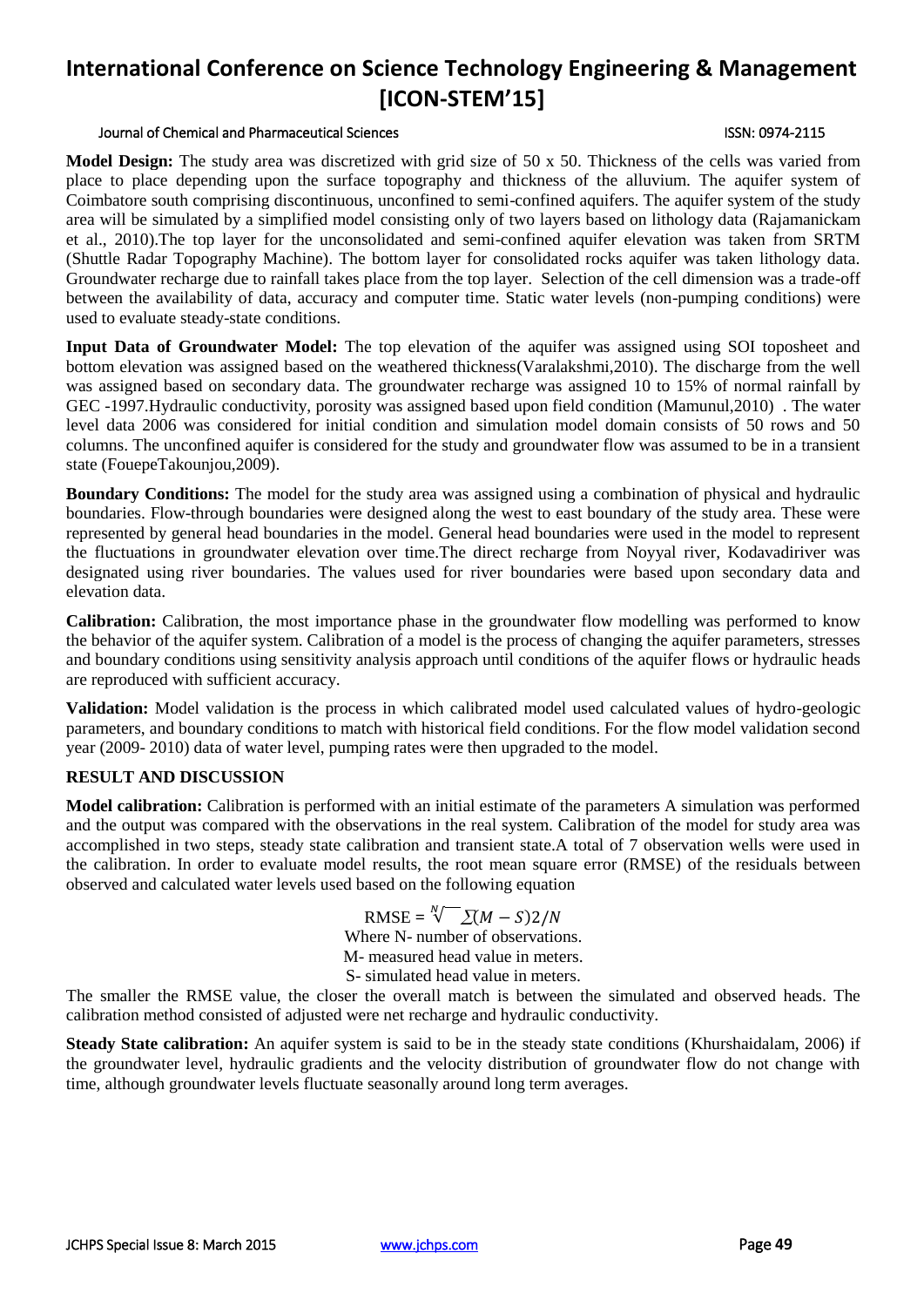**Model Design:** The study area was discretized with grid size of 50 x 50. Thickness of the cells was varied from place to place depending upon the surface topography and thickness of the alluvium. The aquifer system of Coimbatore south comprising discontinuous, unconfined to semi-confined aquifers. The aquifer system of the study area will be simulated by a simplified model consisting only of two layers based on lithology data (Rajamanickam et al., 2010).The top layer for the unconsolidated and semi-confined aquifer elevation was taken from SRTM (Shuttle Radar Topography Machine). The bottom layer for consolidated rocks aquifer was taken lithology data. Groundwater recharge due to rainfall takes place from the top layer. Selection of the cell dimension was a trade-off between the availability of data, accuracy and computer time. Static water levels (non-pumping conditions) were used to evaluate steady-state conditions.

**Input Data of Groundwater Model:** The top elevation of the aquifer was assigned using SOI toposheet and bottom elevation was assigned based on the weathered thickness(Varalakshmi,2010). The discharge from the well was assigned based on secondary data. The groundwater recharge was assigned 10 to 15% of normal rainfall by GEC -1997.Hydraulic conductivity, porosity was assigned based upon field condition (Mamunul,2010) . The water level data 2006 was considered for initial condition and simulation model domain consists of 50 rows and 50 columns. The unconfined aquifer is considered for the study and groundwater flow was assumed to be in a transient state (FouepeTakounjou,2009).

**Boundary Conditions:** The model for the study area was assigned using a combination of physical and hydraulic boundaries. Flow-through boundaries were designed along the west to east boundary of the study area. These were represented by general head boundaries in the model. General head boundaries were used in the model to represent the fluctuations in groundwater elevation over time.The direct recharge from Noyyal river, Kodavadiriver was designated using river boundaries. The values used for river boundaries were based upon secondary data and elevation data.

**Calibration:** Calibration, the most importance phase in the groundwater flow modelling was performed to know the behavior of the aquifer system. Calibration of a model is the process of changing the aquifer parameters, stresses and boundary conditions using sensitivity analysis approach until conditions of the aquifer flows or hydraulic heads are reproduced with sufficient accuracy.

**Validation:** Model validation is the process in which calibrated model used calculated values of hydro-geologic parameters, and boundary conditions to match with historical field conditions. For the flow model validation second year (2009- 2010) data of water level, pumping rates were then upgraded to the model.

## RESULT AND DISCUSSION

**Model calibration:** Calibration is performed with an initial estimate of the parameters A simulation was performed and the output was compared with the observations in the real system. Calibration of the model for study area was accomplished in two steps, steady state calibration and transient state.A total of 7 observation wells were used in the calibration. In order to evaluate model results, the root mean square error (RMSE) of the residuals between observed and calculated water levels used based on the following equation

$$RMSE = \sqrt[N]{\sum (M - S)2/N}$$

Where N- number of observations.

M- measured head value in meters.

S- simulated head value in meters.

The smaller the RMSE value, the closer the overall match is between the simulated and observed heads. The calibration method consisted of adjusted were net recharge and hydraulic conductivity.

**Steady State calibration:** An aquifer system is said to be in the steady state conditions (Khurshaidalam, 2006) if the groundwater level, hydraulic gradients and the velocity distribution of groundwater flow do not change with time, although groundwater levels fluctuate seasonally around long term averages.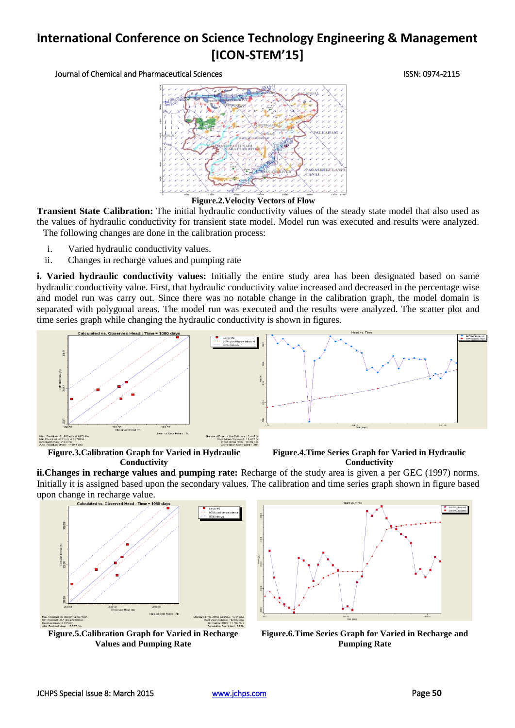Figure.2.Velocity Vectors of Flow

**Transient State Calibration:** The initial hydraulic conductivity values of the steady state model that also used as the values of hydraulic conductivity for transient state model. Model run was executed and results were analyzed. The following changes are done in the calibration process:

i. Varied hydraulic conductivity values.
ii. Changes in recharge values and pumping rate

**i. Varied hydraulic conductivity values:** Initially the entire study area has been designated based on same hydraulic conductivity value. First, that hydraulic conductivity value increased and decreased in the percentage wise and model run was carry out. Since there was no notable change in the calibration graph, the model domain is separated with polygonal areas. The model run was executed and the results were analyzed. The scatter plot and time series graph while changing the hydraulic conductivity is shown in figures.

**Figure.3.Calibration Graph for Varied in Hydraulic Conductivity**

**Figure.4.Time Series Graph for Varied in Hydraulic Conductivity**

**ii.Changes in recharge values and pumping rate:** Recharge of the study area is given a per GEC (1997) norms. Initially it is assigned based upon the secondary values. The calibration and time series graph shown in figure based upon change in recharge value.

**Figure.5.Calibration Graph for Varied in Recharge Values and Pumping Rate**

**Figure.6.Time Series Graph for Varied in Recharge and Pumping Rate**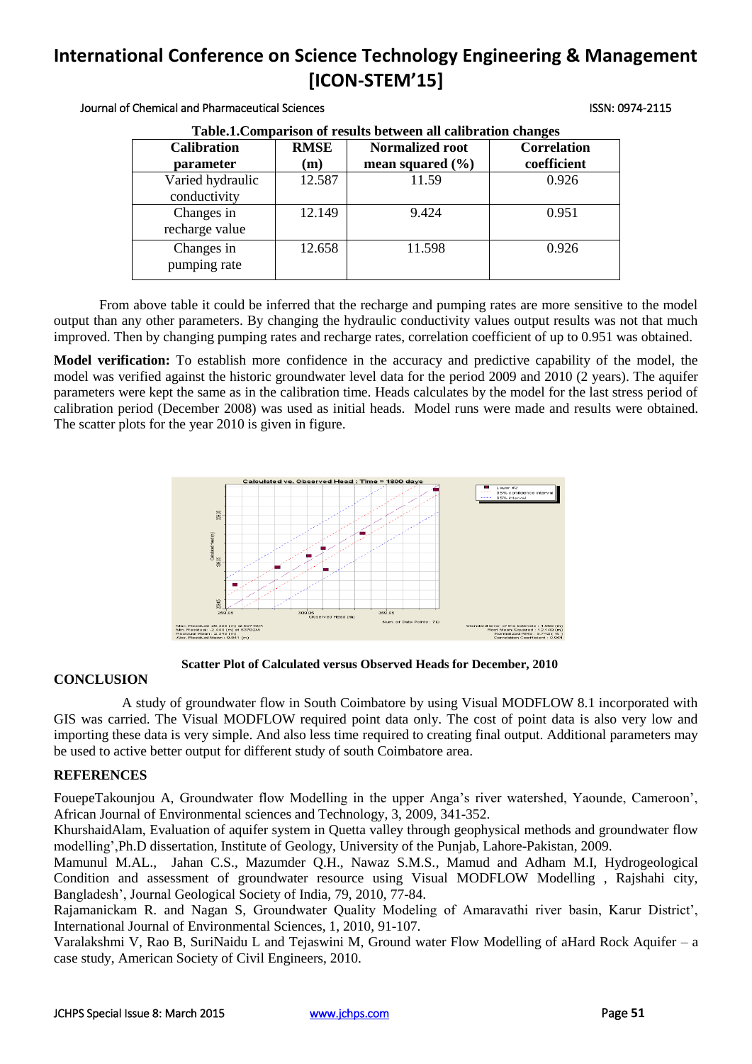Table.1.Comparison of results between all calibration changes

| Calibration parameter | RMSE (m) | Normalized root mean squared (%) | Correlation coefficient |
|---|---|---|---|
| Varied hydraulic conductivity | 12.587 | 11.59 | 0.926 |
| Changes in recharge value | 12.149 | 9.424 | 0.951 |
| Changes in pumping rate | 12.658 | 11.598 | 0.926 |

From above table it could be inferred that the recharge and pumping rates are more sensitive to the model output than any other parameters. By changing the hydraulic conductivity values output results was not that much improved. Then by changing pumping rates and recharge rates, correlation coefficient of up to 0.951 was obtained.

**Model verification:** To establish more confidence in the accuracy and predictive capability of the model, the model was verified against the historic groundwater level data for the period 2009 and 2010 (2 years). The aquifer parameters were kept the same as in the calibration time. Heads calculates by the model for the last stress period of calibration period (December 2008) was used as initial heads. Model runs were made and results were obtained. The scatter plots for the year 2010 is given in figure.

Calculated vs. Observed Head : Time = 1800 days

**Scatter Plot of Calculated versus Observed Heads for December, 2010**

## CONCLUSION

A study of groundwater flow in South Coimbatore by using Visual MODFLOW 8.1 incorporated with GIS was carried. The Visual MODFLOW required point data only. The cost of point data is also very low and importing these data is very simple. And also less time required to creating final output. Additional parameters may be used to active better output for different study of south Coimbatore area.

## REFERENCES

FouepeTakounjou A, Groundwater flow Modelling in the upper Anga's river watershed, Yaounde, Cameroon', African Journal of Environmental sciences and Technology, 3, 2009, 341-352.

KhurshaidAlam, Evaluation of aquifer system in Quetta valley through geophysical methods and groundwater flow modelling',Ph.D dissertation, Institute of Geology, University of the Punjab, Lahore-Pakistan, 2009.

Mamunul M.AL., Jahan C.S., Mazumder Q.H., Nawaz S.M.S., Mamud and Adham M.I, Hydrogeological Condition and assessment of groundwater resource using Visual MODFLOW Modelling , Rajshahi city, Bangladesh', Journal Geological Society of India, 79, 2010, 77-84.

Rajamanickam R. and Nagan S, Groundwater Quality Modeling of Amaravathi river basin, Karur District', International Journal of Environmental Sciences, 1, 2010, 91-107.

Varalakshmi V, Rao B, SuriNaidu L and Tejaswini M, Ground water Flow Modelling of aHard Rock Aquifer – a case study, American Society of Civil Engineers, 2010.